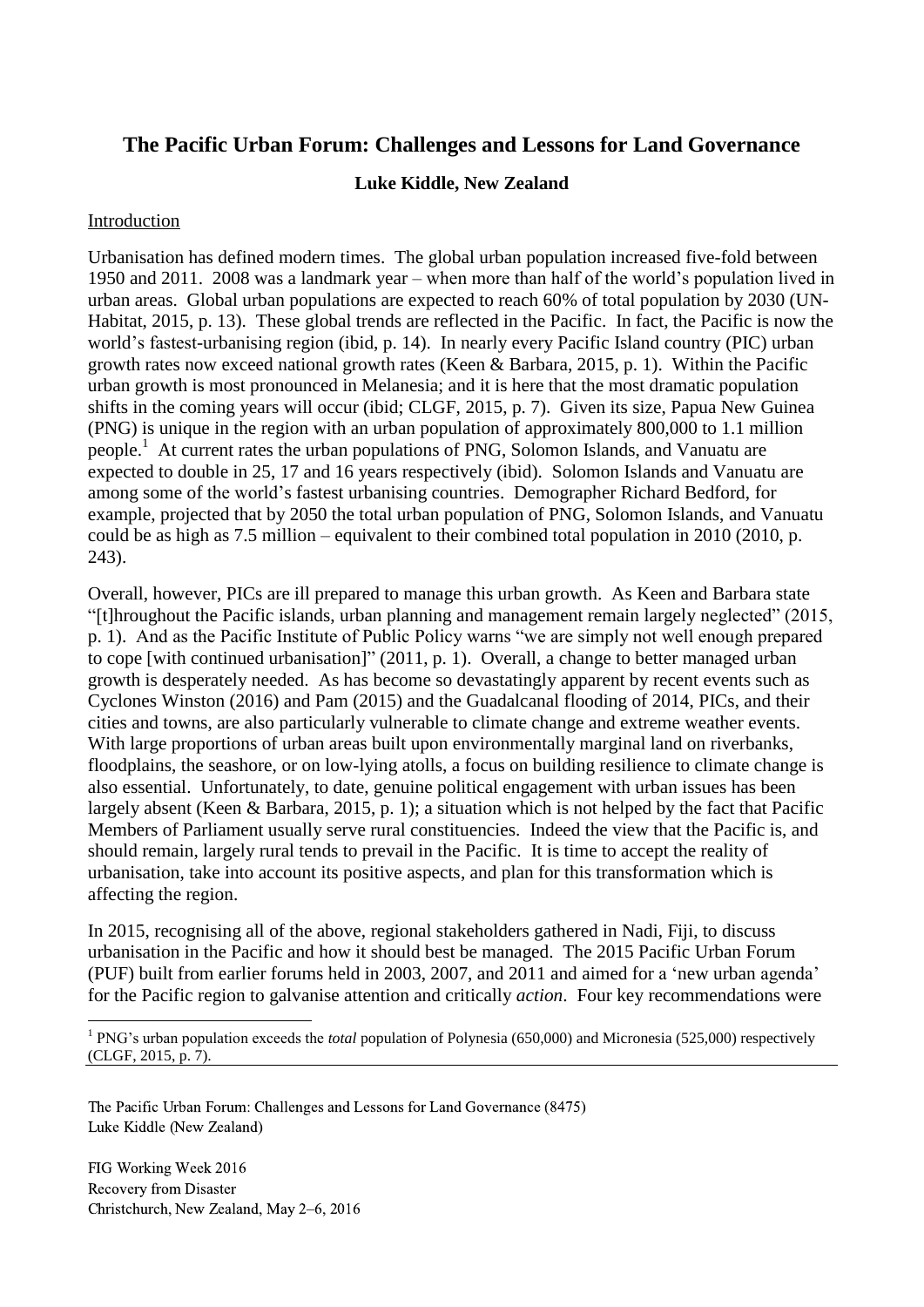# The Pacific Urban Forum: Challenges and Lessons for Land Governance

**Luke Kiddle, New Zealand**

## Introduction

Urbanisation has defined modern times. The global urban population increased five-fold between 1950 and 2011. 2008 was a landmark year – when more than half of the world's population lived in urban areas. Global urban populations are expected to reach 60% of total population by 2030 (UN-Habitat, 2015, p. 13). These global trends are reflected in the Pacific. In fact, the Pacific is now the world's fastest-urbanising region (ibid, p. 14). In nearly every Pacific Island country (PIC) urban growth rates now exceed national growth rates (Keen & Barbara, 2015, p. 1). Within the Pacific urban growth is most pronounced in Melanesia; and it is here that the most dramatic population shifts in the coming years will occur (ibid; CLGF, 2015, p. 7). Given its size, Papua New Guinea (PNG) is unique in the region with an urban population of approximately 800,000 to 1.1 million people.[1] At current rates the urban populations of PNG, Solomon Islands, and Vanuatu are expected to double in 25, 17 and 16 years respectively (ibid). Solomon Islands and Vanuatu are among some of the world's fastest urbanising countries. Demographer Richard Bedford, for example, projected that by 2050 the total urban population of PNG, Solomon Islands, and Vanuatu could be as high as 7.5 million – equivalent to their combined total population in 2010 (2010, p. 243).

Overall, however, PICs are ill prepared to manage this urban growth. As Keen and Barbara state "[t]hroughout the Pacific islands, urban planning and management remain largely neglected" (2015, p. 1). And as the Pacific Institute of Public Policy warns "we are simply not well enough prepared to cope [with continued urbanisation]" (2011, p. 1). Overall, a change to better managed urban growth is desperately needed. As has become so devastatingly apparent by recent events such as Cyclones Winston (2016) and Pam (2015) and the Guadalcanal flooding of 2014, PICs, and their cities and towns, are also particularly vulnerable to climate change and extreme weather events. With large proportions of urban areas built upon environmentally marginal land on riverbanks, floodplains, the seashore, or on low-lying atolls, a focus on building resilience to climate change is also essential. Unfortunately, to date, genuine political engagement with urban issues has been largely absent (Keen & Barbara, 2015, p. 1); a situation which is not helped by the fact that Pacific Members of Parliament usually serve rural constituencies. Indeed the view that the Pacific is, and should remain, largely rural tends to prevail in the Pacific. It is time to accept the reality of urbanisation, take into account its positive aspects, and plan for this transformation which is affecting the region.

In 2015, recognising all of the above, regional stakeholders gathered in Nadi, Fiji, to discuss urbanisation in the Pacific and how it should best be managed. The 2015 Pacific Urban Forum (PUF) built from earlier forums held in 2003, 2007, and 2011 and aimed for a 'new urban agenda' for the Pacific region to galvanise attention and critically *action*. Four key recommendations were

[1] PNG's urban population exceeds the *total* population of Polynesia (650,000) and Micronesia (525,000) respectively (CLGF, 2015, p. 7).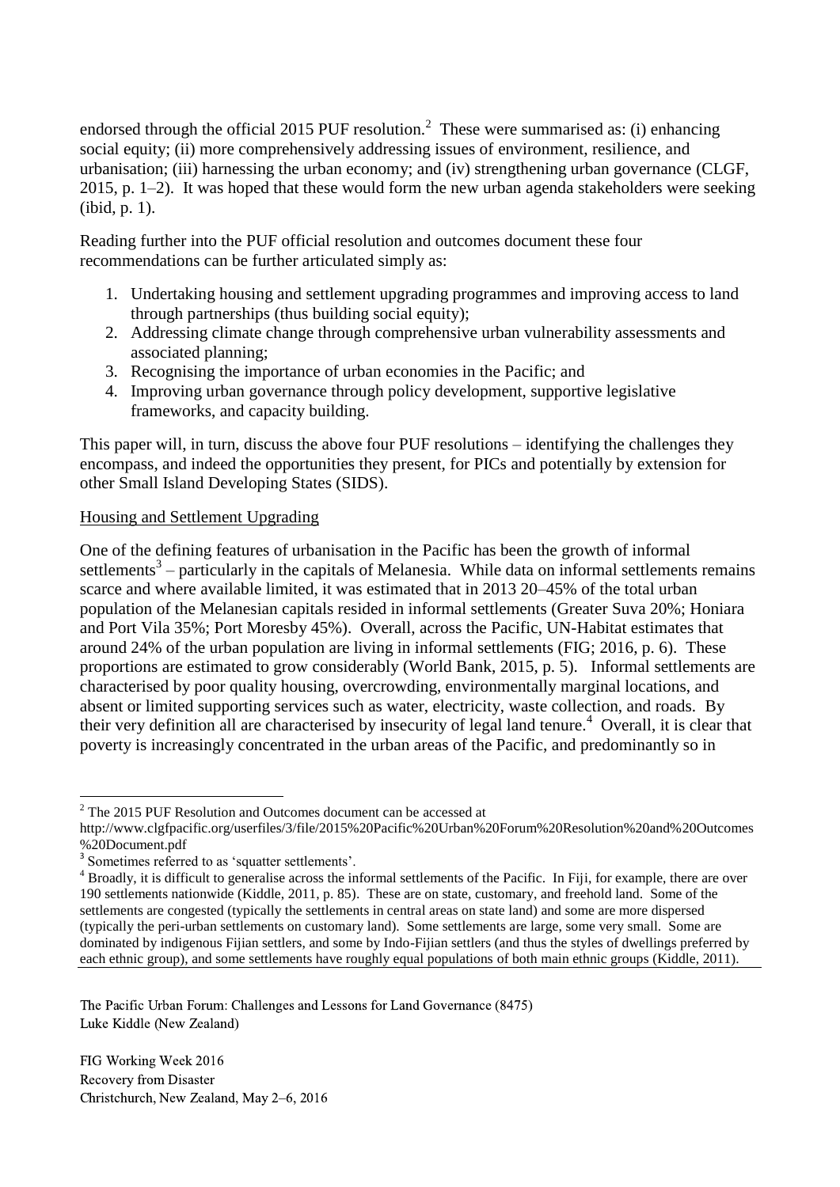endorsed through the official 2015 PUF resolution.[2] These were summarised as: (i) enhancing social equity; (ii) more comprehensively addressing issues of environment, resilience, and urbanisation; (iii) harnessing the urban economy; and (iv) strengthening urban governance (CLGF, 2015, p. 1–2). It was hoped that these would form the new urban agenda stakeholders were seeking (ibid, p. 1).

Reading further into the PUF official resolution and outcomes document these four recommendations can be further articulated simply as:

1. Undertaking housing and settlement upgrading programmes and improving access to land through partnerships (thus building social equity);
2. Addressing climate change through comprehensive urban vulnerability assessments and associated planning;
3. Recognising the importance of urban economies in the Pacific; and
4. Improving urban governance through policy development, supportive legislative frameworks, and capacity building.

This paper will, in turn, discuss the above four PUF resolutions – identifying the challenges they encompass, and indeed the opportunities they present, for PICs and potentially by extension for other Small Island Developing States (SIDS).

## Housing and Settlement Upgrading

One of the defining features of urbanisation in the Pacific has been the growth of informal settlements[3] – particularly in the capitals of Melanesia. While data on informal settlements remains scarce and where available limited, it was estimated that in 2013 20–45% of the total urban population of the Melanesian capitals resided in informal settlements (Greater Suva 20%; Honiara and Port Vila 35%; Port Moresby 45%). Overall, across the Pacific, UN-Habitat estimates that around 24% of the urban population are living in informal settlements (FIG; 2016, p. 6). These proportions are estimated to grow considerably (World Bank, 2015, p. 5). Informal settlements are characterised by poor quality housing, overcrowding, environmentally marginal locations, and absent or limited supporting services such as water, electricity, waste collection, and roads. By their very definition all are characterised by insecurity of legal land tenure.[4] Overall, it is clear that poverty is increasingly concentrated in the urban areas of the Pacific, and predominantly so in

---

[2] The 2015 PUF Resolution and Outcomes document can be accessed at http://www.clgfpacific.org/userfiles/3/file/2015%20Pacific%20Urban%20Forum%20Resolution%20and%20Outcomes%20Document.pdf

[3] Sometimes referred to as 'squatter settlements'.

[4] Broadly, it is difficult to generalise across the informal settlements of the Pacific. In Fiji, for example, there are over 190 settlements nationwide (Kiddle, 2011, p. 85). These are on state, customary, and freehold land. Some of the settlements are congested (typically the settlements in central areas on state land) and some are more dispersed (typically the peri-urban settlements on customary land). Some settlements are large, some very small. Some are dominated by indigenous Fijian settlers, and some by Indo-Fijian settlers (and thus the styles of dwellings preferred by each ethnic group), and some settlements have roughly equal populations of both main ethnic groups (Kiddle, 2011).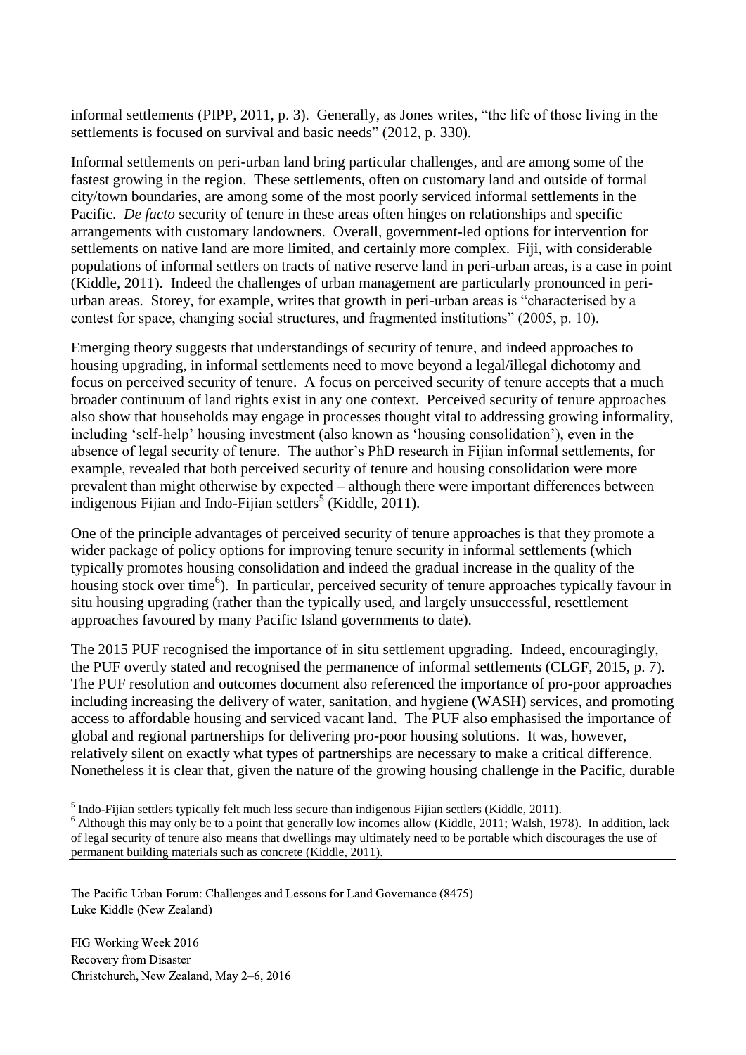informal settlements (PIPP, 2011, p. 3). Generally, as Jones writes, "the life of those living in the settlements is focused on survival and basic needs" (2012, p. 330).

Informal settlements on peri-urban land bring particular challenges, and are among some of the fastest growing in the region. These settlements, often on customary land and outside of formal city/town boundaries, are among some of the most poorly serviced informal settlements in the Pacific. *De facto* security of tenure in these areas often hinges on relationships and specific arrangements with customary landowners. Overall, government-led options for intervention for settlements on native land are more limited, and certainly more complex. Fiji, with considerable populations of informal settlers on tracts of native reserve land in peri-urban areas, is a case in point (Kiddle, 2011). Indeed the challenges of urban management are particularly pronounced in peri-urban areas. Storey, for example, writes that growth in peri-urban areas is "characterised by a contest for space, changing social structures, and fragmented institutions" (2005, p. 10).

Emerging theory suggests that understandings of security of tenure, and indeed approaches to housing upgrading, in informal settlements need to move beyond a legal/illegal dichotomy and focus on perceived security of tenure. A focus on perceived security of tenure accepts that a much broader continuum of land rights exist in any one context. Perceived security of tenure approaches also show that households may engage in processes thought vital to addressing growing informality, including 'self-help' housing investment (also known as 'housing consolidation'), even in the absence of legal security of tenure. The author's PhD research in Fijian informal settlements, for example, revealed that both perceived security of tenure and housing consolidation were more prevalent than might otherwise by expected – although there were important differences between indigenous Fijian and Indo-Fijian settlers[5] (Kiddle, 2011).

One of the principle advantages of perceived security of tenure approaches is that they promote a wider package of policy options for improving tenure security in informal settlements (which typically promotes housing consolidation and indeed the gradual increase in the quality of the housing stock over time[6]). In particular, perceived security of tenure approaches typically favour in situ housing upgrading (rather than the typically used, and largely unsuccessful, resettlement approaches favoured by many Pacific Island governments to date).

The 2015 PUF recognised the importance of in situ settlement upgrading. Indeed, encouragingly, the PUF overtly stated and recognised the permanence of informal settlements (CLGF, 2015, p. 7). The PUF resolution and outcomes document also referenced the importance of pro-poor approaches including increasing the delivery of water, sanitation, and hygiene (WASH) services, and promoting access to affordable housing and serviced vacant land. The PUF also emphasised the importance of global and regional partnerships for delivering pro-poor housing solutions. It was, however, relatively silent on exactly what types of partnerships are necessary to make a critical difference. Nonetheless it is clear that, given the nature of the growing housing challenge in the Pacific, durable

[5] Indo-Fijian settlers typically felt much less secure than indigenous Fijian settlers (Kiddle, 2011).

[6] Although this may only be to a point that generally low incomes allow (Kiddle, 2011; Walsh, 1978). In addition, lack of legal security of tenure also means that dwellings may ultimately need to be portable which discourages the use of permanent building materials such as concrete (Kiddle, 2011).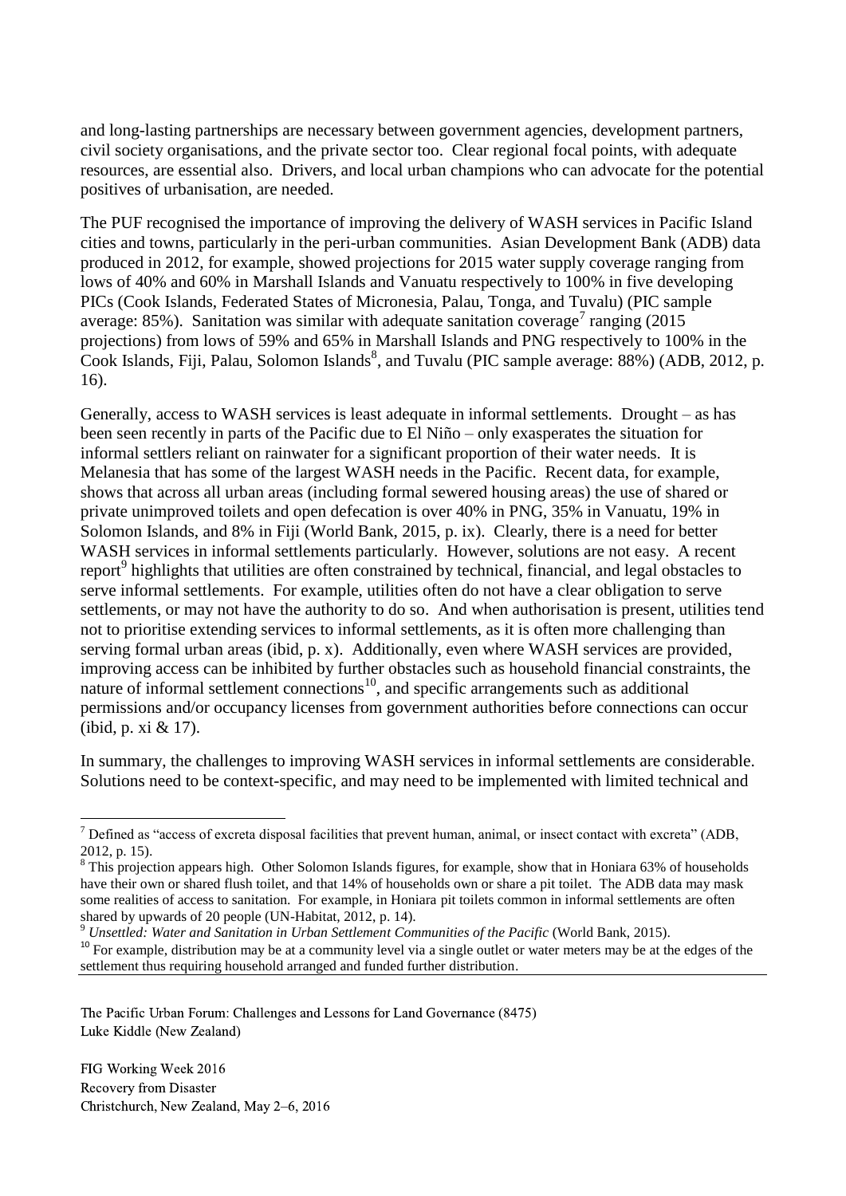and long-lasting partnerships are necessary between government agencies, development partners, civil society organisations, and the private sector too. Clear regional focal points, with adequate resources, are essential also. Drivers, and local urban champions who can advocate for the potential positives of urbanisation, are needed.

The PUF recognised the importance of improving the delivery of WASH services in Pacific Island cities and towns, particularly in the peri-urban communities. Asian Development Bank (ADB) data produced in 2012, for example, showed projections for 2015 water supply coverage ranging from lows of 40% and 60% in Marshall Islands and Vanuatu respectively to 100% in five developing PICs (Cook Islands, Federated States of Micronesia, Palau, Tonga, and Tuvalu) (PIC sample average: 85%). Sanitation was similar with adequate sanitation coverage[7] ranging (2015 projections) from lows of 59% and 65% in Marshall Islands and PNG respectively to 100% in the Cook Islands, Fiji, Palau, Solomon Islands[8], and Tuvalu (PIC sample average: 88%) (ADB, 2012, p. 16).

Generally, access to WASH services is least adequate in informal settlements. Drought – as has been seen recently in parts of the Pacific due to El Niño – only exasperates the situation for informal settlers reliant on rainwater for a significant proportion of their water needs. It is Melanesia that has some of the largest WASH needs in the Pacific. Recent data, for example, shows that across all urban areas (including formal sewered housing areas) the use of shared or private unimproved toilets and open defecation is over 40% in PNG, 35% in Vanuatu, 19% in Solomon Islands, and 8% in Fiji (World Bank, 2015, p. ix). Clearly, there is a need for better WASH services in informal settlements particularly. However, solutions are not easy. A recent report[9] highlights that utilities are often constrained by technical, financial, and legal obstacles to serve informal settlements. For example, utilities often do not have a clear obligation to serve settlements, or may not have the authority to do so. And when authorisation is present, utilities tend not to prioritise extending services to informal settlements, as it is often more challenging than serving formal urban areas (ibid, p. x). Additionally, even where WASH services are provided, improving access can be inhibited by further obstacles such as household financial constraints, the nature of informal settlement connections[10], and specific arrangements such as additional permissions and/or occupancy licenses from government authorities before connections can occur (ibid, p. xi & 17).

In summary, the challenges to improving WASH services in informal settlements are considerable. Solutions need to be context-specific, and may need to be implemented with limited technical and

---

[7] Defined as "access of excreta disposal facilities that prevent human, animal, or insect contact with excreta" (ADB, 2012, p. 15).

[8] This projection appears high. Other Solomon Islands figures, for example, show that in Honiara 63% of households have their own or shared flush toilet, and that 14% of households own or share a pit toilet. The ADB data may mask some realities of access to sanitation. For example, in Honiara pit toilets common in informal settlements are often shared by upwards of 20 people (UN-Habitat, 2012, p. 14).

[9] *Unsettled: Water and Sanitation in Urban Settlement Communities of the Pacific* (World Bank, 2015).

[10] For example, distribution may be at a community level via a single outlet or water meters may be at the edges of the settlement thus requiring household arranged and funded further distribution.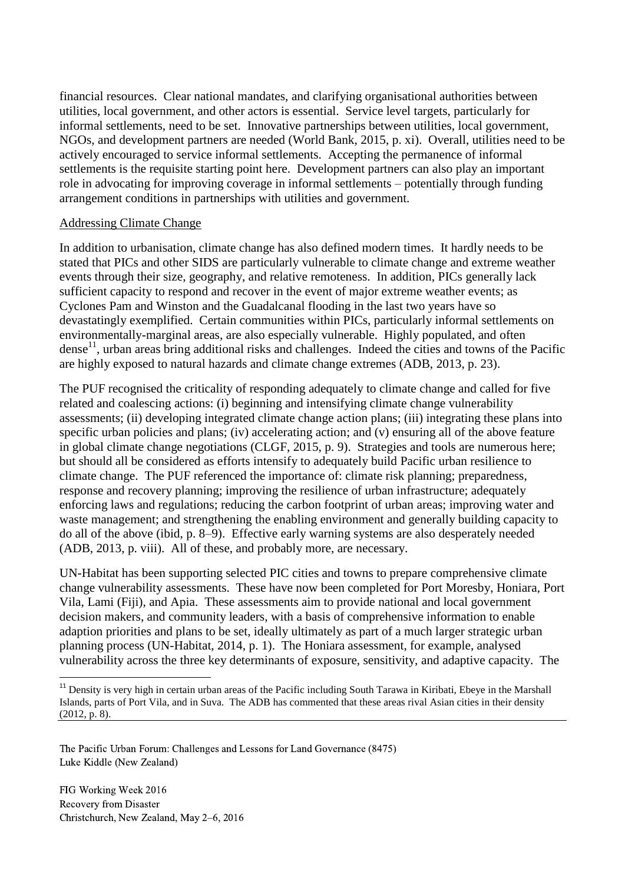financial resources. Clear national mandates, and clarifying organisational authorities between utilities, local government, and other actors is essential. Service level targets, particularly for informal settlements, need to be set. Innovative partnerships between utilities, local government, NGOs, and development partners are needed (World Bank, 2015, p. xi). Overall, utilities need to be actively encouraged to service informal settlements. Accepting the permanence of informal settlements is the requisite starting point here. Development partners can also play an important role in advocating for improving coverage in informal settlements – potentially through funding arrangement conditions in partnerships with utilities and government.

Addressing Climate Change

In addition to urbanisation, climate change has also defined modern times. It hardly needs to be stated that PICs and other SIDS are particularly vulnerable to climate change and extreme weather events through their size, geography, and relative remoteness. In addition, PICs generally lack sufficient capacity to respond and recover in the event of major extreme weather events; as Cyclones Pam and Winston and the Guadalcanal flooding in the last two years have so devastatingly exemplified. Certain communities within PICs, particularly informal settlements on environmentally-marginal areas, are also especially vulnerable. Highly populated, and often dense[11], urban areas bring additional risks and challenges. Indeed the cities and towns of the Pacific are highly exposed to natural hazards and climate change extremes (ADB, 2013, p. 23).

The PUF recognised the criticality of responding adequately to climate change and called for five related and coalescing actions: (i) beginning and intensifying climate change vulnerability assessments; (ii) developing integrated climate change action plans; (iii) integrating these plans into specific urban policies and plans; (iv) accelerating action; and (v) ensuring all of the above feature in global climate change negotiations (CLGF, 2015, p. 9). Strategies and tools are numerous here; but should all be considered as efforts intensify to adequately build Pacific urban resilience to climate change. The PUF referenced the importance of: climate risk planning; preparedness, response and recovery planning; improving the resilience of urban infrastructure; adequately enforcing laws and regulations; reducing the carbon footprint of urban areas; improving water and waste management; and strengthening the enabling environment and generally building capacity to do all of the above (ibid, p. 8–9). Effective early warning systems are also desperately needed (ADB, 2013, p. viii). All of these, and probably more, are necessary.

UN-Habitat has been supporting selected PIC cities and towns to prepare comprehensive climate change vulnerability assessments. These have now been completed for Port Moresby, Honiara, Port Vila, Lami (Fiji), and Apia. These assessments aim to provide national and local government decision makers, and community leaders, with a basis of comprehensive information to enable adaption priorities and plans to be set, ideally ultimately as part of a much larger strategic urban planning process (UN-Habitat, 2014, p. 1). The Honiara assessment, for example, analysed vulnerability across the three key determinants of exposure, sensitivity, and adaptive capacity. The

[11] Density is very high in certain urban areas of the Pacific including South Tarawa in Kiribati, Ebeye in the Marshall Islands, parts of Port Vila, and in Suva. The ADB has commented that these areas rival Asian cities in their density (2012, p. 8).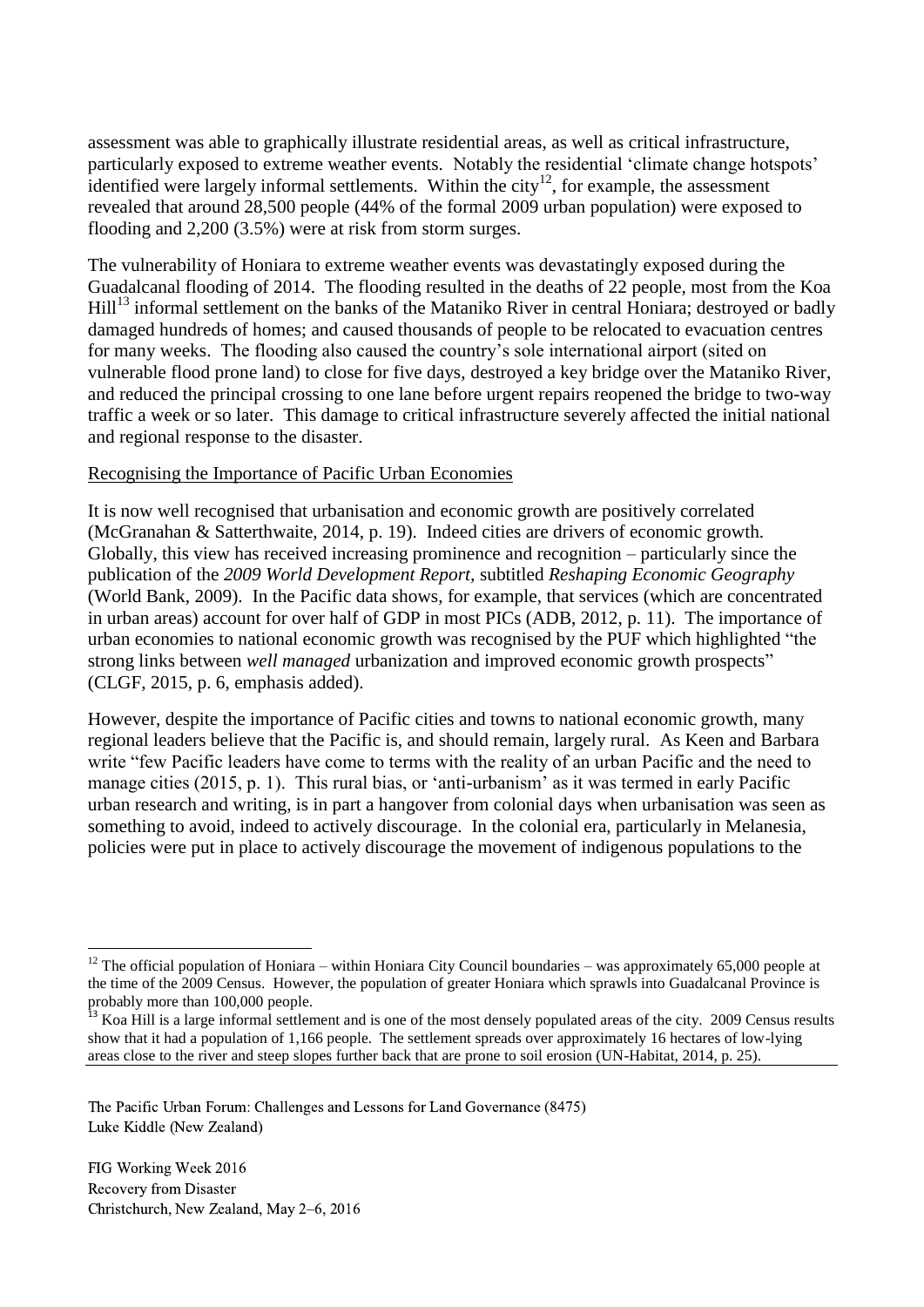assessment was able to graphically illustrate residential areas, as well as critical infrastructure, particularly exposed to extreme weather events. Notably the residential 'climate change hotspots' identified were largely informal settlements. Within the city[12], for example, the assessment revealed that around 28,500 people (44% of the formal 2009 urban population) were exposed to flooding and 2,200 (3.5%) were at risk from storm surges.

The vulnerability of Honiara to extreme weather events was devastatingly exposed during the Guadalcanal flooding of 2014. The flooding resulted in the deaths of 22 people, most from the Koa Hill[13] informal settlement on the banks of the Mataniko River in central Honiara; destroyed or badly damaged hundreds of homes; and caused thousands of people to be relocated to evacuation centres for many weeks. The flooding also caused the country's sole international airport (sited on vulnerable flood prone land) to close for five days, destroyed a key bridge over the Mataniko River, and reduced the principal crossing to one lane before urgent repairs reopened the bridge to two-way traffic a week or so later. This damage to critical infrastructure severely affected the initial national and regional response to the disaster.

## Recognising the Importance of Pacific Urban Economies

It is now well recognised that urbanisation and economic growth are positively correlated (McGranahan & Satterthwaite, 2014, p. 19). Indeed cities are drivers of economic growth. Globally, this view has received increasing prominence and recognition – particularly since the publication of the *2009 World Development Report*, subtitled *Reshaping Economic Geography* (World Bank, 2009). In the Pacific data shows, for example, that services (which are concentrated in urban areas) account for over half of GDP in most PICs (ADB, 2012, p. 11). The importance of urban economies to national economic growth was recognised by the PUF which highlighted "the strong links between *well managed* urbanization and improved economic growth prospects" (CLGF, 2015, p. 6, emphasis added).

However, despite the importance of Pacific cities and towns to national economic growth, many regional leaders believe that the Pacific is, and should remain, largely rural. As Keen and Barbara write "few Pacific leaders have come to terms with the reality of an urban Pacific and the need to manage cities (2015, p. 1). This rural bias, or 'anti-urbanism' as it was termed in early Pacific urban research and writing, is in part a hangover from colonial days when urbanisation was seen as something to avoid, indeed to actively discourage. In the colonial era, particularly in Melanesia, policies were put in place to actively discourage the movement of indigenous populations to the

---

[12] The official population of Honiara – within Honiara City Council boundaries – was approximately 65,000 people at the time of the 2009 Census. However, the population of greater Honiara which sprawls into Guadalcanal Province is probably more than 100,000 people.

[13] Koa Hill is a large informal settlement and is one of the most densely populated areas of the city. 2009 Census results show that it had a population of 1,166 people. The settlement spreads over approximately 16 hectares of low-lying areas close to the river and steep slopes further back that are prone to soil erosion (UN-Habitat, 2014, p. 25).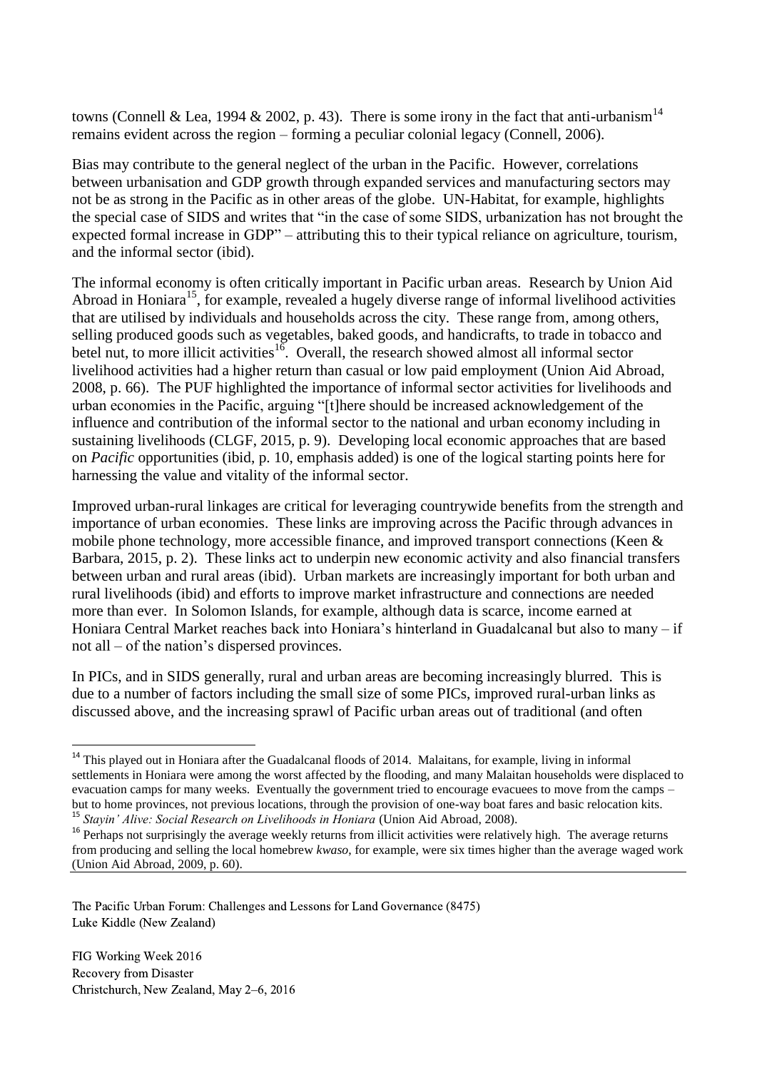towns (Connell & Lea, 1994 & 2002, p. 43). There is some irony in the fact that anti-urbanism[14] remains evident across the region – forming a peculiar colonial legacy (Connell, 2006).

Bias may contribute to the general neglect of the urban in the Pacific. However, correlations between urbanisation and GDP growth through expanded services and manufacturing sectors may not be as strong in the Pacific as in other areas of the globe. UN-Habitat, for example, highlights the special case of SIDS and writes that "in the case of some SIDS, urbanization has not brought the expected formal increase in GDP" – attributing this to their typical reliance on agriculture, tourism, and the informal sector (ibid).

The informal economy is often critically important in Pacific urban areas. Research by Union Aid Abroad in Honiara[15], for example, revealed a hugely diverse range of informal livelihood activities that are utilised by individuals and households across the city. These range from, among others, selling produced goods such as vegetables, baked goods, and handicrafts, to trade in tobacco and betel nut, to more illicit activities[16]. Overall, the research showed almost all informal sector livelihood activities had a higher return than casual or low paid employment (Union Aid Abroad, 2008, p. 66). The PUF highlighted the importance of informal sector activities for livelihoods and urban economies in the Pacific, arguing "[t]here should be increased acknowledgement of the influence and contribution of the informal sector to the national and urban economy including in sustaining livelihoods (CLGF, 2015, p. 9). Developing local economic approaches that are based on *Pacific* opportunities (ibid, p. 10, emphasis added) is one of the logical starting points here for harnessing the value and vitality of the informal sector.

Improved urban-rural linkages are critical for leveraging countrywide benefits from the strength and importance of urban economies. These links are improving across the Pacific through advances in mobile phone technology, more accessible finance, and improved transport connections (Keen & Barbara, 2015, p. 2). These links act to underpin new economic activity and also financial transfers between urban and rural areas (ibid). Urban markets are increasingly important for both urban and rural livelihoods (ibid) and efforts to improve market infrastructure and connections are needed more than ever. In Solomon Islands, for example, although data is scarce, income earned at Honiara Central Market reaches back into Honiara's hinterland in Guadalcanal but also to many – if not all – of the nation's dispersed provinces.

In PICs, and in SIDS generally, rural and urban areas are becoming increasingly blurred. This is due to a number of factors including the small size of some PICs, improved rural-urban links as discussed above, and the increasing sprawl of Pacific urban areas out of traditional (and often

---

[14] This played out in Honiara after the Guadalcanal floods of 2014. Malaitans, for example, living in informal settlements in Honiara were among the worst affected by the flooding, and many Malaitan households were displaced to evacuation camps for many weeks. Eventually the government tried to encourage evacuees to move from the camps – but to home provinces, not previous locations, through the provision of one-way boat fares and basic relocation kits.

[15] *Stayin' Alive: Social Research on Livelihoods in Honiara* (Union Aid Abroad, 2008).

[16] Perhaps not surprisingly the average weekly returns from illicit activities were relatively high. The average returns from producing and selling the local homebrew *kwaso*, for example, were six times higher than the average waged work (Union Aid Abroad, 2009, p. 60).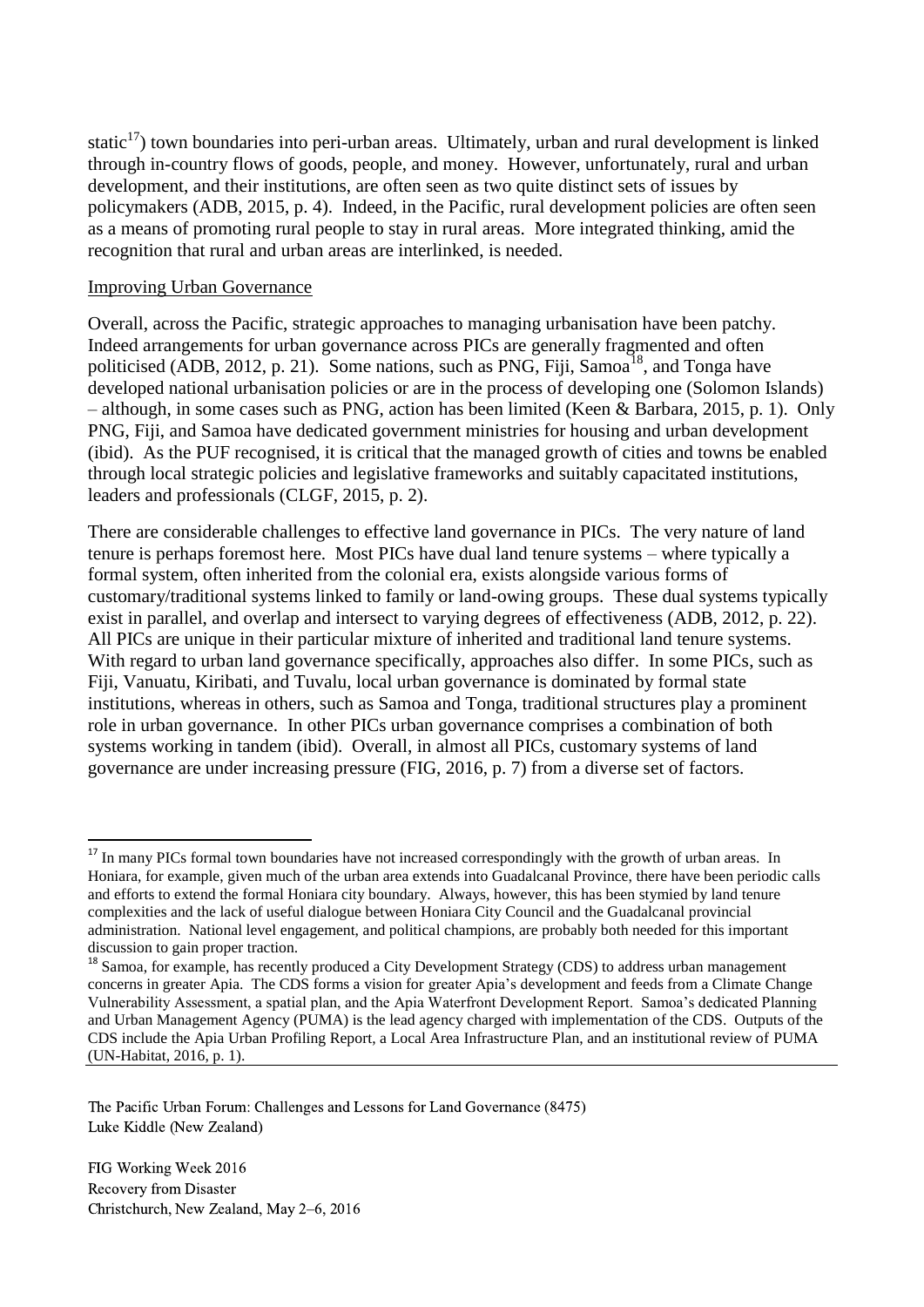static[17]) town boundaries into peri-urban areas. Ultimately, urban and rural development is linked through in-country flows of goods, people, and money. However, unfortunately, rural and urban development, and their institutions, are often seen as two quite distinct sets of issues by policymakers (ADB, 2015, p. 4). Indeed, in the Pacific, rural development policies are often seen as a means of promoting rural people to stay in rural areas. More integrated thinking, amid the recognition that rural and urban areas are interlinked, is needed.

<u>Improving Urban Governance</u>

Overall, across the Pacific, strategic approaches to managing urbanisation have been patchy. Indeed arrangements for urban governance across PICs are generally fragmented and often politicised (ADB, 2012, p. 21). Some nations, such as PNG, Fiji, Samoa[18], and Tonga have developed national urbanisation policies or are in the process of developing one (Solomon Islands) – although, in some cases such as PNG, action has been limited (Keen & Barbara, 2015, p. 1). Only PNG, Fiji, and Samoa have dedicated government ministries for housing and urban development (ibid). As the PUF recognised, it is critical that the managed growth of cities and towns be enabled through local strategic policies and legislative frameworks and suitably capacitated institutions, leaders and professionals (CLGF, 2015, p. 2).

There are considerable challenges to effective land governance in PICs. The very nature of land tenure is perhaps foremost here. Most PICs have dual land tenure systems – where typically a formal system, often inherited from the colonial era, exists alongside various forms of customary/traditional systems linked to family or land-owing groups. These dual systems typically exist in parallel, and overlap and intersect to varying degrees of effectiveness (ADB, 2012, p. 22). All PICs are unique in their particular mixture of inherited and traditional land tenure systems. With regard to urban land governance specifically, approaches also differ. In some PICs, such as Fiji, Vanuatu, Kiribati, and Tuvalu, local urban governance is dominated by formal state institutions, whereas in others, such as Samoa and Tonga, traditional structures play a prominent role in urban governance. In other PICs urban governance comprises a combination of both systems working in tandem (ibid). Overall, in almost all PICs, customary systems of land governance are under increasing pressure (FIG, 2016, p. 7) from a diverse set of factors.

---

[17] In many PICs formal town boundaries have not increased correspondingly with the growth of urban areas. In Honiara, for example, given much of the urban area extends into Guadalcanal Province, there have been periodic calls and efforts to extend the formal Honiara city boundary. Always, however, this has been stymied by land tenure complexities and the lack of useful dialogue between Honiara City Council and the Guadalcanal provincial administration. National level engagement, and political champions, are probably both needed for this important discussion to gain proper traction.

[18] Samoa, for example, has recently produced a City Development Strategy (CDS) to address urban management concerns in greater Apia. The CDS forms a vision for greater Apia's development and feeds from a Climate Change Vulnerability Assessment, a spatial plan, and the Apia Waterfront Development Report. Samoa's dedicated Planning and Urban Management Agency (PUMA) is the lead agency charged with implementation of the CDS. Outputs of the CDS include the Apia Urban Profiling Report, a Local Area Infrastructure Plan, and an institutional review of PUMA (UN-Habitat, 2016, p. 1).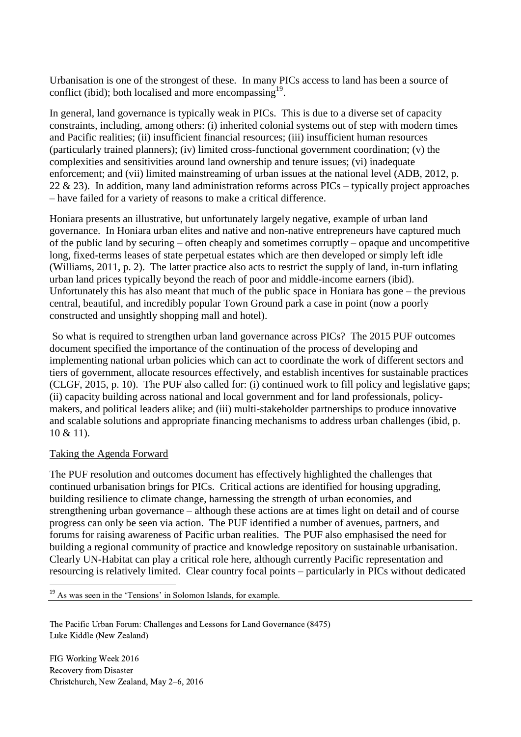Urbanisation is one of the strongest of these. In many PICs access to land has been a source of conflict (ibid); both localised and more encompassing[19].

In general, land governance is typically weak in PICs. This is due to a diverse set of capacity constraints, including, among others: (i) inherited colonial systems out of step with modern times and Pacific realities; (ii) insufficient financial resources; (iii) insufficient human resources (particularly trained planners); (iv) limited cross-functional government coordination; (v) the complexities and sensitivities around land ownership and tenure issues; (vi) inadequate enforcement; and (vii) limited mainstreaming of urban issues at the national level (ADB, 2012, p. 22 & 23). In addition, many land administration reforms across PICs – typically project approaches – have failed for a variety of reasons to make a critical difference.

Honiara presents an illustrative, but unfortunately largely negative, example of urban land governance. In Honiara urban elites and native and non-native entrepreneurs have captured much of the public land by securing – often cheaply and sometimes corruptly – opaque and uncompetitive long, fixed-terms leases of state perpetual estates which are then developed or simply left idle (Williams, 2011, p. 2). The latter practice also acts to restrict the supply of land, in-turn inflating urban land prices typically beyond the reach of poor and middle-income earners (ibid). Unfortunately this has also meant that much of the public space in Honiara has gone – the previous central, beautiful, and incredibly popular Town Ground park a case in point (now a poorly constructed and unsightly shopping mall and hotel).

So what is required to strengthen urban land governance across PICs? The 2015 PUF outcomes document specified the importance of the continuation of the process of developing and implementing national urban policies which can act to coordinate the work of different sectors and tiers of government, allocate resources effectively, and establish incentives for sustainable practices (CLGF, 2015, p. 10). The PUF also called for: (i) continued work to fill policy and legislative gaps; (ii) capacity building across national and local government and for land professionals, policy-makers, and political leaders alike; and (iii) multi-stakeholder partnerships to produce innovative and scalable solutions and appropriate financing mechanisms to address urban challenges (ibid, p. 10 & 11).

## Taking the Agenda Forward

The PUF resolution and outcomes document has effectively highlighted the challenges that continued urbanisation brings for PICs. Critical actions are identified for housing upgrading, building resilience to climate change, harnessing the strength of urban economies, and strengthening urban governance – although these actions are at times light on detail and of course progress can only be seen via action. The PUF identified a number of avenues, partners, and forums for raising awareness of Pacific urban realities. The PUF also emphasised the need for building a regional community of practice and knowledge repository on sustainable urbanisation. Clearly UN-Habitat can play a critical role here, although currently Pacific representation and resourcing is relatively limited. Clear country focal points – particularly in PICs without dedicated

[19] As was seen in the 'Tensions' in Solomon Islands, for example.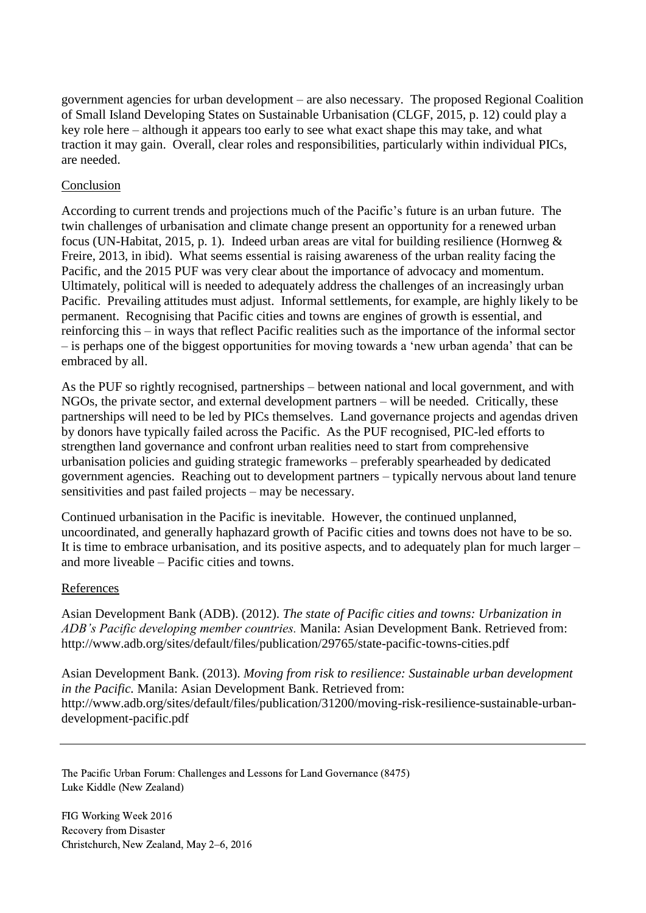government agencies for urban development – are also necessary. The proposed Regional Coalition of Small Island Developing States on Sustainable Urbanisation (CLGF, 2015, p. 12) could play a key role here – although it appears too early to see what exact shape this may take, and what traction it may gain. Overall, clear roles and responsibilities, particularly within individual PICs, are needed.

## Conclusion

According to current trends and projections much of the Pacific's future is an urban future. The twin challenges of urbanisation and climate change present an opportunity for a renewed urban focus (UN-Habitat, 2015, p. 1). Indeed urban areas are vital for building resilience (Hornweg & Freire, 2013, in ibid). What seems essential is raising awareness of the urban reality facing the Pacific, and the 2015 PUF was very clear about the importance of advocacy and momentum. Ultimately, political will is needed to adequately address the challenges of an increasingly urban Pacific. Prevailing attitudes must adjust. Informal settlements, for example, are highly likely to be permanent. Recognising that Pacific cities and towns are engines of growth is essential, and reinforcing this – in ways that reflect Pacific realities such as the importance of the informal sector – is perhaps one of the biggest opportunities for moving towards a 'new urban agenda' that can be embraced by all.

As the PUF so rightly recognised, partnerships – between national and local government, and with NGOs, the private sector, and external development partners – will be needed. Critically, these partnerships will need to be led by PICs themselves. Land governance projects and agendas driven by donors have typically failed across the Pacific. As the PUF recognised, PIC-led efforts to strengthen land governance and confront urban realities need to start from comprehensive urbanisation policies and guiding strategic frameworks – preferably spearheaded by dedicated government agencies. Reaching out to development partners – typically nervous about land tenure sensitivities and past failed projects – may be necessary.

Continued urbanisation in the Pacific is inevitable. However, the continued unplanned, uncoordinated, and generally haphazard growth of Pacific cities and towns does not have to be so. It is time to embrace urbanisation, and its positive aspects, and to adequately plan for much larger – and more liveable – Pacific cities and towns.

## References

Asian Development Bank (ADB). (2012). *The state of Pacific cities and towns: Urbanization in ADB's Pacific developing member countries.* Manila: Asian Development Bank. Retrieved from: http://www.adb.org/sites/default/files/publication/29765/state-pacific-towns-cities.pdf

Asian Development Bank. (2013). *Moving from risk to resilience: Sustainable urban development in the Pacific.* Manila: Asian Development Bank. Retrieved from: http://www.adb.org/sites/default/files/publication/31200/moving-risk-resilience-sustainable-urban-development-pacific.pdf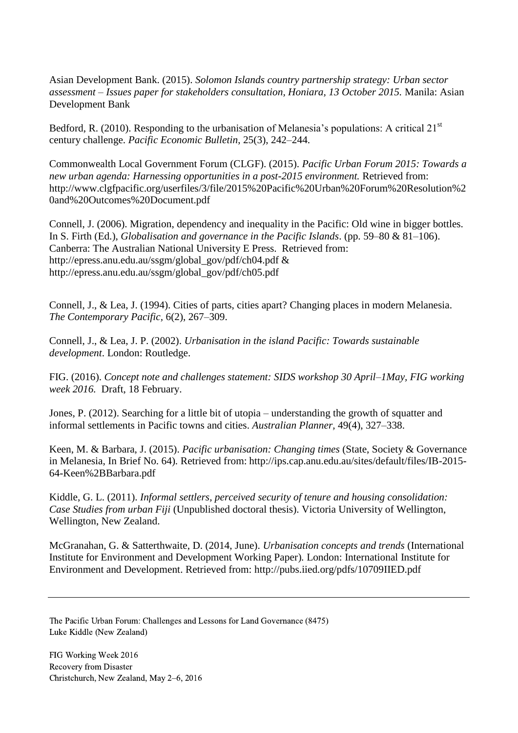Asian Development Bank. (2015). *Solomon Islands country partnership strategy: Urban sector assessment – Issues paper for stakeholders consultation, Honiara, 13 October 2015.* Manila: Asian Development Bank

Bedford, R. (2010). Responding to the urbanisation of Melanesia's populations: A critical 21st century challenge. *Pacific Economic Bulletin*, 25(3), 242–244.

Commonwealth Local Government Forum (CLGF). (2015). *Pacific Urban Forum 2015: Towards a new urban agenda: Harnessing opportunities in a post-2015 environment.* Retrieved from: http://www.clgfpacific.org/userfiles/3/file/2015%20Pacific%20Urban%20Forum%20Resolution%20and%20Outcomes%20Document.pdf

Connell, J. (2006). Migration, dependency and inequality in the Pacific: Old wine in bigger bottles. In S. Firth (Ed.), *Globalisation and governance in the Pacific Islands*. (pp. 59–80 & 81–106). Canberra: The Australian National University E Press. Retrieved from: http://epress.anu.edu.au/ssgm/global_gov/pdf/ch04.pdf & http://epress.anu.edu.au/ssgm/global_gov/pdf/ch05.pdf

Connell, J., & Lea, J. (1994). Cities of parts, cities apart? Changing places in modern Melanesia. *The Contemporary Pacific*, 6(2), 267–309.

Connell, J., & Lea, J. P. (2002). *Urbanisation in the island Pacific: Towards sustainable development*. London: Routledge.

FIG. (2016). *Concept note and challenges statement: SIDS workshop 30 April–1May, FIG working week 2016.* Draft, 18 February.

Jones, P. (2012). Searching for a little bit of utopia – understanding the growth of squatter and informal settlements in Pacific towns and cities. *Australian Planner*, 49(4), 327–338.

Keen, M. & Barbara, J. (2015). *Pacific urbanisation: Changing times* (State, Society & Governance in Melanesia, In Brief No. 64). Retrieved from: http://ips.cap.anu.edu.au/sites/default/files/IB-2015-64-Keen%2BBarbara.pdf

Kiddle, G. L. (2011). *Informal settlers, perceived security of tenure and housing consolidation: Case Studies from urban Fiji* (Unpublished doctoral thesis). Victoria University of Wellington, Wellington, New Zealand.

McGranahan, G. & Satterthwaite, D. (2014, June). *Urbanisation concepts and trends* (International Institute for Environment and Development Working Paper). London: International Institute for Environment and Development. Retrieved from: http://pubs.iied.org/pdfs/10709IIED.pdf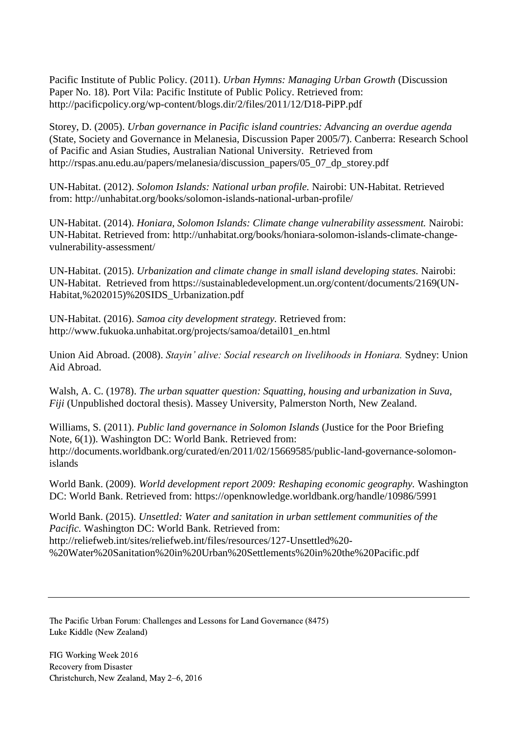Pacific Institute of Public Policy. (2011). *Urban Hymns: Managing Urban Growth* (Discussion Paper No. 18). Port Vila: Pacific Institute of Public Policy. Retrieved from: http://pacificpolicy.org/wp-content/blogs.dir/2/files/2011/12/D18-PiPP.pdf

Storey, D. (2005). *Urban governance in Pacific island countries: Advancing an overdue agenda* (State, Society and Governance in Melanesia, Discussion Paper 2005/7). Canberra: Research School of Pacific and Asian Studies, Australian National University. Retrieved from http://rspas.anu.edu.au/papers/melanesia/discussion_papers/05_07_dp_storey.pdf

UN-Habitat. (2012). *Solomon Islands: National urban profile.* Nairobi: UN-Habitat. Retrieved from: http://unhabitat.org/books/solomon-islands-national-urban-profile/

UN-Habitat. (2014). *Honiara, Solomon Islands: Climate change vulnerability assessment.* Nairobi: UN-Habitat. Retrieved from: http://unhabitat.org/books/honiara-solomon-islands-climate-change-vulnerability-assessment/

UN-Habitat. (2015). *Urbanization and climate change in small island developing states.* Nairobi: UN-Habitat. Retrieved from https://sustainabledevelopment.un.org/content/documents/2169(UN-Habitat,%202015)%20SIDS_Urbanization.pdf

UN-Habitat. (2016). *Samoa city development strategy.* Retrieved from: http://www.fukuoka.unhabitat.org/projects/samoa/detail01_en.html

Union Aid Abroad. (2008). *Stayin' alive: Social research on livelihoods in Honiara.* Sydney: Union Aid Abroad.

Walsh, A. C. (1978). *The urban squatter question: Squatting, housing and urbanization in Suva, Fiji* (Unpublished doctoral thesis). Massey University, Palmerston North, New Zealand.

Williams, S. (2011). *Public land governance in Solomon Islands* (Justice for the Poor Briefing Note, 6(1)). Washington DC: World Bank. Retrieved from: http://documents.worldbank.org/curated/en/2011/02/15669585/public-land-governance-solomon-islands

World Bank. (2009). *World development report 2009: Reshaping economic geography.* Washington DC: World Bank. Retrieved from: https://openknowledge.worldbank.org/handle/10986/5991

World Bank. (2015). *Unsettled: Water and sanitation in urban settlement communities of the Pacific.* Washington DC: World Bank. Retrieved from: http://reliefweb.int/sites/reliefweb.int/files/resources/127-Unsettled%20-%20Water%20Sanitation%20in%20Urban%20Settlements%20in%20the%20Pacific.pdf